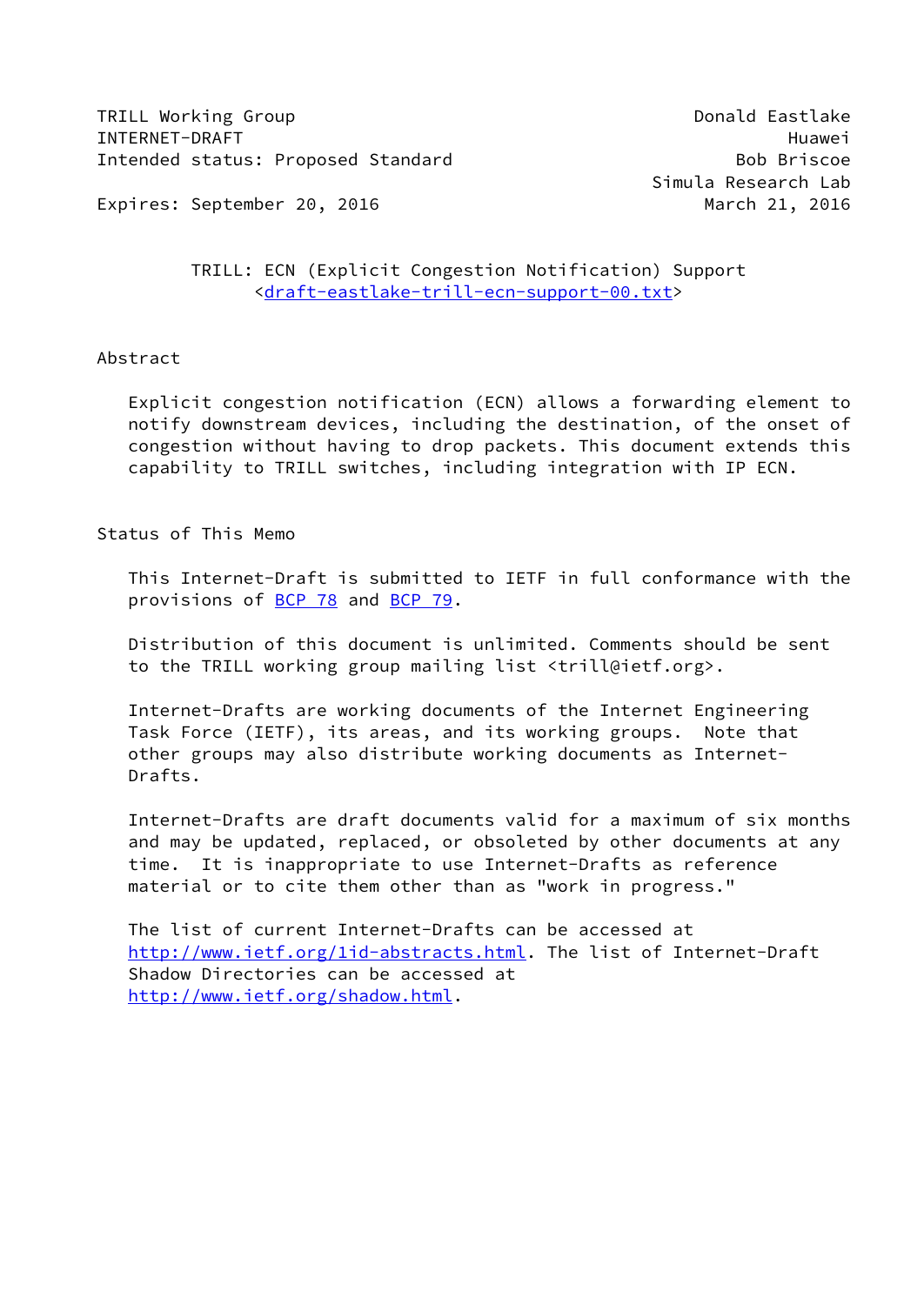TRILL Working Group — Donald Eastlake
INTERNET-DRAFT — Huawei
Intended status: Proposed Standard — Bob Briscoe
Simula Research Lab
Expires: September 20, 2016 — March 21, 2016

# TRILL: ECN (Explicit Congestion Notification) Support

<draft-eastlake-trill-ecn-support-00.txt>

## Abstract

Explicit congestion notification (ECN) allows a forwarding element to notify downstream devices, including the destination, of the onset of congestion without having to drop packets. This document extends this capability to TRILL switches, including integration with IP ECN.

## Status of This Memo

This Internet-Draft is submitted to IETF in full conformance with the provisions of BCP 78 and BCP 79.

Distribution of this document is unlimited. Comments should be sent to the TRILL working group mailing list <trill@ietf.org>.

Internet-Drafts are working documents of the Internet Engineering Task Force (IETF), its areas, and its working groups. Note that other groups may also distribute working documents as Internet-Drafts.

Internet-Drafts are draft documents valid for a maximum of six months and may be updated, replaced, or obsoleted by other documents at any time. It is inappropriate to use Internet-Drafts as reference material or to cite them other than as "work in progress."

The list of current Internet-Drafts can be accessed at http://www.ietf.org/1id-abstracts.html. The list of Internet-Draft Shadow Directories can be accessed at http://www.ietf.org/shadow.html.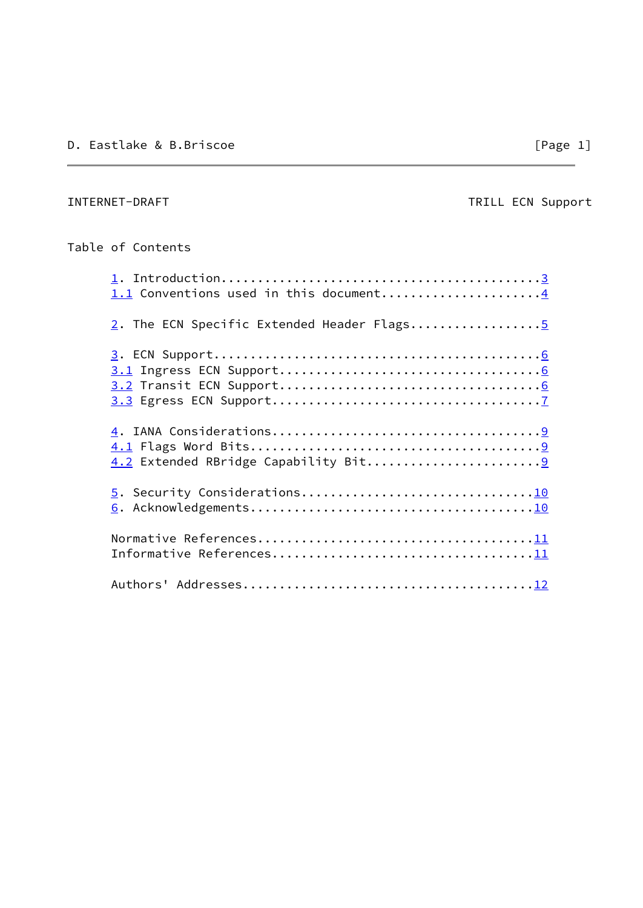Table of Contents

```
1. Introduction............................................3
1.1 Conventions used in this document......................4

2. The ECN Specific Extended Header Flags..................5

3. ECN Support.............................................6
3.1 Ingress ECN Support....................................6
3.2 Transit ECN Support....................................6
3.3 Egress ECN Support.....................................7

4. IANA Considerations.....................................9
4.1 Flags Word Bits........................................9
4.2 Extended RBridge Capability Bit........................9

5. Security Considerations................................10
6. Acknowledgements.......................................10

Normative References......................................11
Informative References....................................11

Authors' Addresses........................................12
```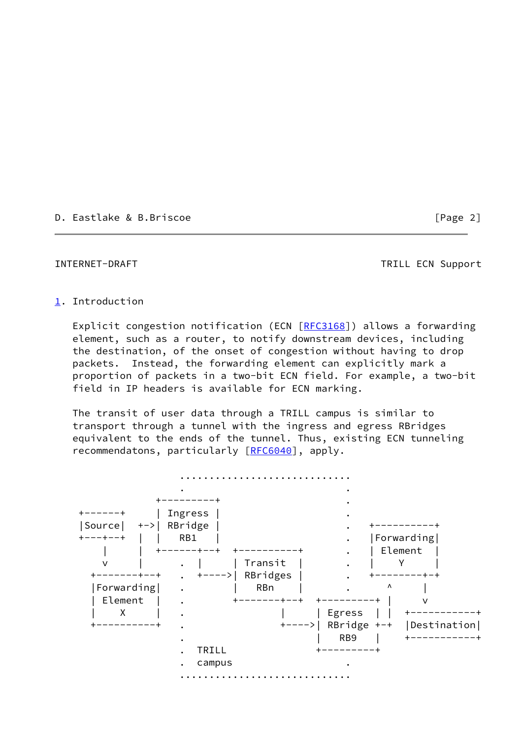## 1. Introduction

Explicit congestion notification (ECN [RFC3168]) allows a forwarding element, such as a router, to notify downstream devices, including the destination, of the onset of congestion without having to drop packets.  Instead, the forwarding element can explicitly mark a proportion of packets in a two-bit ECN field. For example, a two-bit field in IP headers is available for ECN marking.

The transit of user data through a TRILL campus is similar to transport through a tunnel with the ingress and egress RBridges equivalent to the ends of the tunnel. Thus, existing ECN tunneling recommendatons, particularly [RFC6040], apply.

```
                  ............................
                  .                          .
              +---------+                    .
 +------+     | Ingress |                    .
 |Source|  +->| RBridge |                    .   +----------+
 +---+--+  |  |   RB1   |                    .   |Forwarding|
     |     |  +------+--+  +-----------+     .   | Element  |
     v     |      .  |     | Transit   |     .   |    Y     |
   +--------+--+  .  +---->| RBridges  |     .   +--------+-+
   |Forwarding|   .        |    RBn    |     .       ^      |
   | Element  |   .        +-------+---+ +---------+ |      v
   |    X     |   .                |     | Egress  | |  +-----------+
   +----------+   .                +---->| RBridge +-+  |Destination|
                  .                      |   RB9   |    +-----------+
                  .  TRILL               +---------+
                  .  campus                      .
                  ............................
```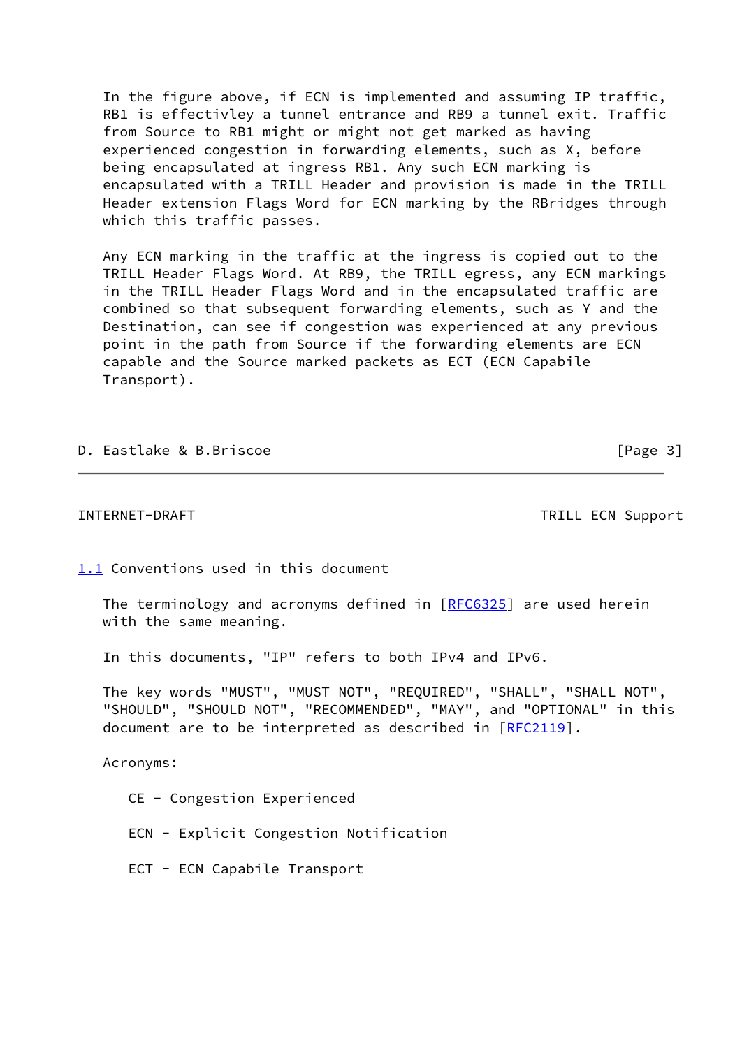In the figure above, if ECN is implemented and assuming IP traffic, RB1 is effectivley a tunnel entrance and RB9 a tunnel exit. Traffic from Source to RB1 might or might not get marked as having experienced congestion in forwarding elements, such as X, before being encapsulated at ingress RB1. Any such ECN marking is encapsulated with a TRILL Header and provision is made in the TRILL Header extension Flags Word for ECN marking by the RBridges through which this traffic passes.

Any ECN marking in the traffic at the ingress is copied out to the TRILL Header Flags Word. At RB9, the TRILL egress, any ECN markings in the TRILL Header Flags Word and in the encapsulated traffic are combined so that subsequent forwarding elements, such as Y and the Destination, can see if congestion was experienced at any previous point in the path from Source if the forwarding elements are ECN capable and the Source marked packets as ECT (ECN Capabile Transport).

## 1.1 Conventions used in this document

The terminology and acronyms defined in [RFC6325] are used herein with the same meaning.

In this documents, "IP" refers to both IPv4 and IPv6.

The key words "MUST", "MUST NOT", "REQUIRED", "SHALL", "SHALL NOT", "SHOULD", "SHOULD NOT", "RECOMMENDED", "MAY", and "OPTIONAL" in this document are to be interpreted as described in [RFC2119].

Acronyms:

CE - Congestion Experienced

ECN - Explicit Congestion Notification

ECT - ECN Capabile Transport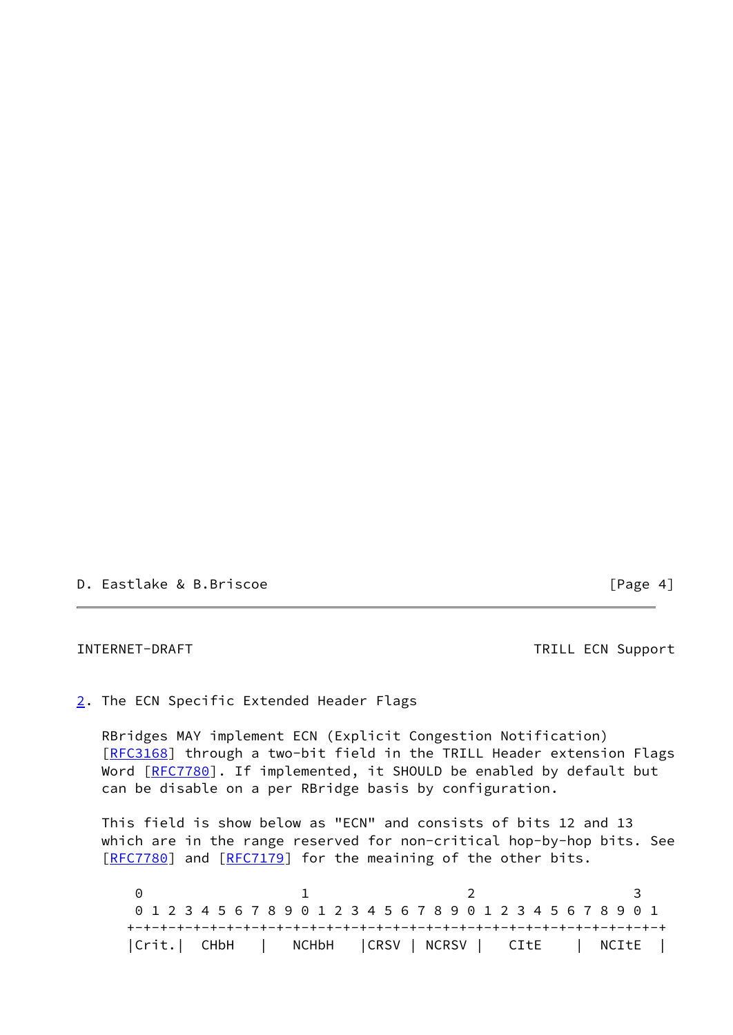## 2. The ECN Specific Extended Header Flags

RBridges MAY implement ECN (Explicit Congestion Notification) [RFC3168] through a two-bit field in the TRILL Header extension Flags Word [RFC7780]. If implemented, it SHOULD be enabled by default but can be disable on a per RBridge basis by configuration.

This field is show below as "ECN" and consists of bits 12 and 13 which are in the range reserved for non-critical hop-by-hop bits. See [RFC7780] and [RFC7179] for the meaining of the other bits.

```
 0                   1                   2                   3
 0 1 2 3 4 5 6 7 8 9 0 1 2 3 4 5 6 7 8 9 0 1 2 3 4 5 6 7 8 9 0 1
+-+-+-+-+-+-+-+-+-+-+-+-+-+-+-+-+-+-+-+-+-+-+-+-+-+-+-+-+-+-+-+-+
|Crit.|  CHbH   |   NCHbH   |CRSV | NCRSV |   CItE    |  NCItE  |
```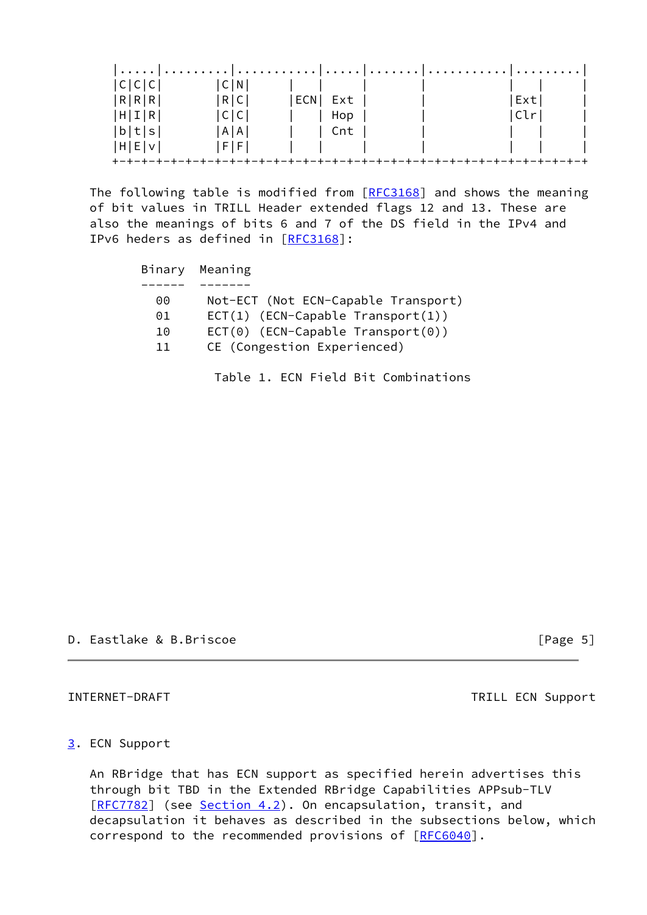```
|.....|.........|...........|.....|.......|...........|.........|
|C|C|C|         |C|N|       |     |       |           |    |    |
|R|R|R|         |R|C|       |ECN| Ext   |           |Ext|    |
|H|I|R|         |C|C|       |   | Hop   |           |Clr|    |
|b|t|s|         |A|A|       |   | Cnt   |           |    |    |
|H|E|v|         |F|F|       |   |       |           |    |    |
+-+-+-+-+-+-+-+-+-+-+-+-+-+-+-+-+-+-+-+-+-+-+-+-+-+-+-+-+-+-+-+-+
```

The following table is modified from [RFC3168] and shows the meaning of bit values in TRILL Header extended flags 12 and 13. These are also the meanings of bits 6 and 7 of the DS field in the IPv4 and IPv6 heders as defined in [RFC3168]:

| Binary | Meaning |
|---|---|
| 00 | Not-ECT (Not ECN-Capable Transport) |
| 01 | ECT(1) (ECN-Capable Transport(1)) |
| 10 | ECT(0) (ECN-Capable Transport(0)) |
| 11 | CE (Congestion Experienced) |

Table 1. ECN Field Bit Combinations

## 3. ECN Support

An RBridge that has ECN support as specified herein advertises this through bit TBD in the Extended RBridge Capabilities APPsub-TLV [RFC7782] (see Section 4.2). On encapsulation, transit, and decapsulation it behaves as described in the subsections below, which correspond to the recommended provisions of [RFC6040].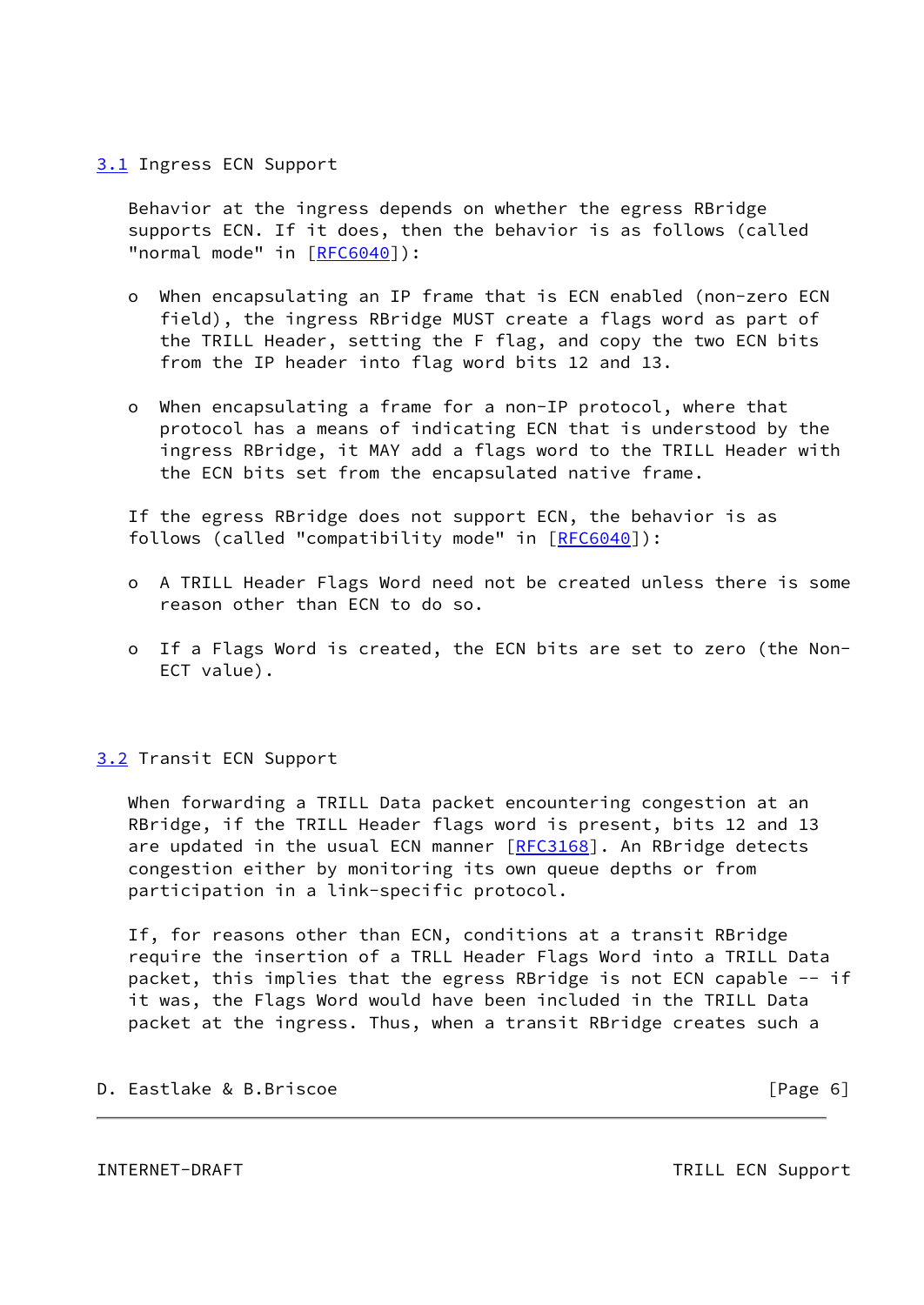### 3.1 Ingress ECN Support

Behavior at the ingress depends on whether the egress RBridge supports ECN. If it does, then the behavior is as follows (called "normal mode" in [RFC6040]):

- When encapsulating an IP frame that is ECN enabled (non-zero ECN field), the ingress RBridge MUST create a flags word as part of the TRILL Header, setting the F flag, and copy the two ECN bits from the IP header into flag word bits 12 and 13.

- When encapsulating a frame for a non-IP protocol, where that protocol has a means of indicating ECN that is understood by the ingress RBridge, it MAY add a flags word to the TRILL Header with the ECN bits set from the encapsulated native frame.

If the egress RBridge does not support ECN, the behavior is as follows (called "compatibility mode" in [RFC6040]):

- A TRILL Header Flags Word need not be created unless there is some reason other than ECN to do so.

- If a Flags Word is created, the ECN bits are set to zero (the Non-ECT value).

### 3.2 Transit ECN Support

When forwarding a TRILL Data packet encountering congestion at an RBridge, if the TRILL Header flags word is present, bits 12 and 13 are updated in the usual ECN manner [RFC3168]. An RBridge detects congestion either by monitoring its own queue depths or from participation in a link-specific protocol.

If, for reasons other than ECN, conditions at a transit RBridge require the insertion of a TRLL Header Flags Word into a TRILL Data packet, this implies that the egress RBridge is not ECN capable -- if it was, the Flags Word would have been included in the TRILL Data packet at the ingress. Thus, when a transit RBridge creates such a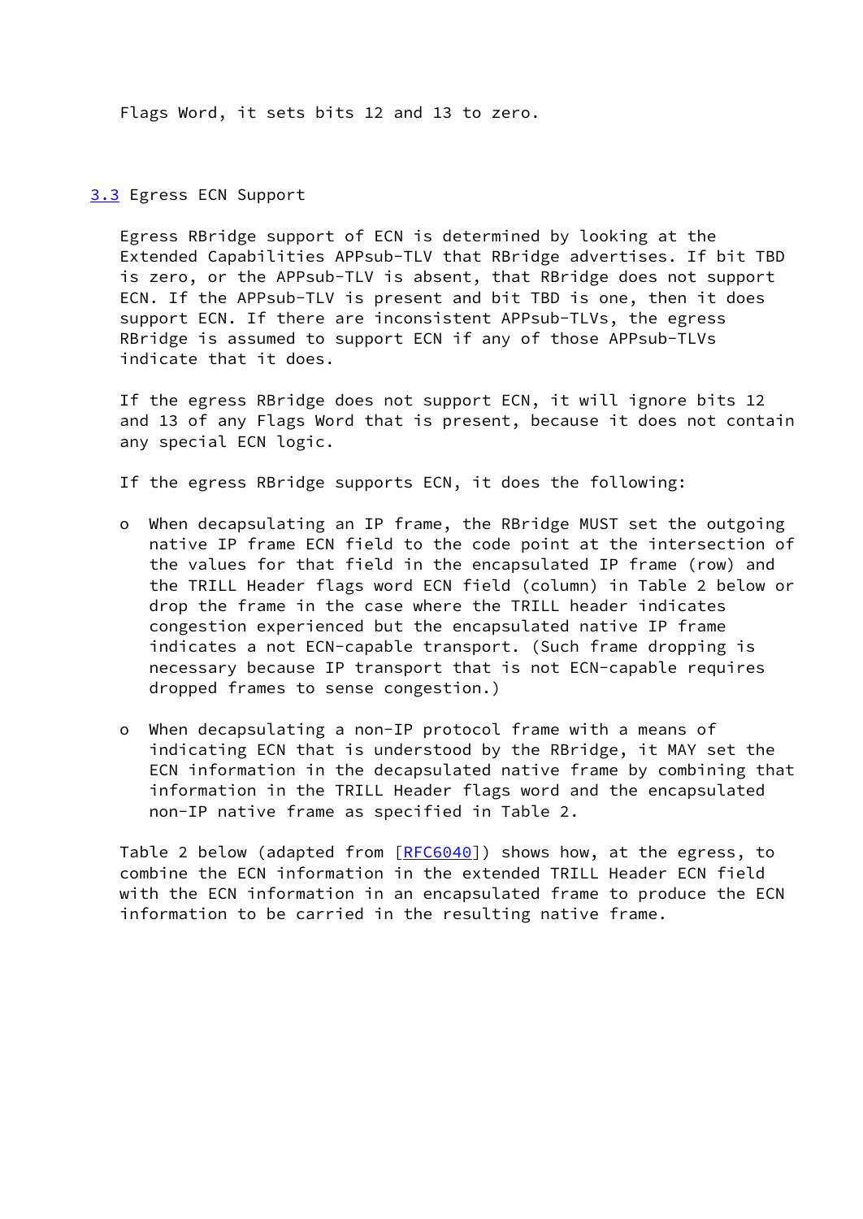Flags Word, it sets bits 12 and 13 to zero.

### 3.3 Egress ECN Support

Egress RBridge support of ECN is determined by looking at the Extended Capabilities APPsub-TLV that RBridge advertises. If bit TBD is zero, or the APPsub-TLV is absent, that RBridge does not support ECN. If the APPsub-TLV is present and bit TBD is one, then it does support ECN. If there are inconsistent APPsub-TLVs, the egress RBridge is assumed to support ECN if any of those APPsub-TLVs indicate that it does.

If the egress RBridge does not support ECN, it will ignore bits 12 and 13 of any Flags Word that is present, because it does not contain any special ECN logic.

If the egress RBridge supports ECN, it does the following:

- When decapsulating an IP frame, the RBridge MUST set the outgoing native IP frame ECN field to the code point at the intersection of the values for that field in the encapsulated IP frame (row) and the TRILL Header flags word ECN field (column) in Table 2 below or drop the frame in the case where the TRILL header indicates congestion experienced but the encapsulated native IP frame indicates a not ECN-capable transport. (Such frame dropping is necessary because IP transport that is not ECN-capable requires dropped frames to sense congestion.)

- When decapsulating a non-IP protocol frame with a means of indicating ECN that is understood by the RBridge, it MAY set the ECN information in the decapsulated native frame by combining that information in the TRILL Header flags word and the encapsulated non-IP native frame as specified in Table 2.

Table 2 below (adapted from [RFC6040]) shows how, at the egress, to combine the ECN information in the extended TRILL Header ECN field with the ECN information in an encapsulated frame to produce the ECN information to be carried in the resulting native frame.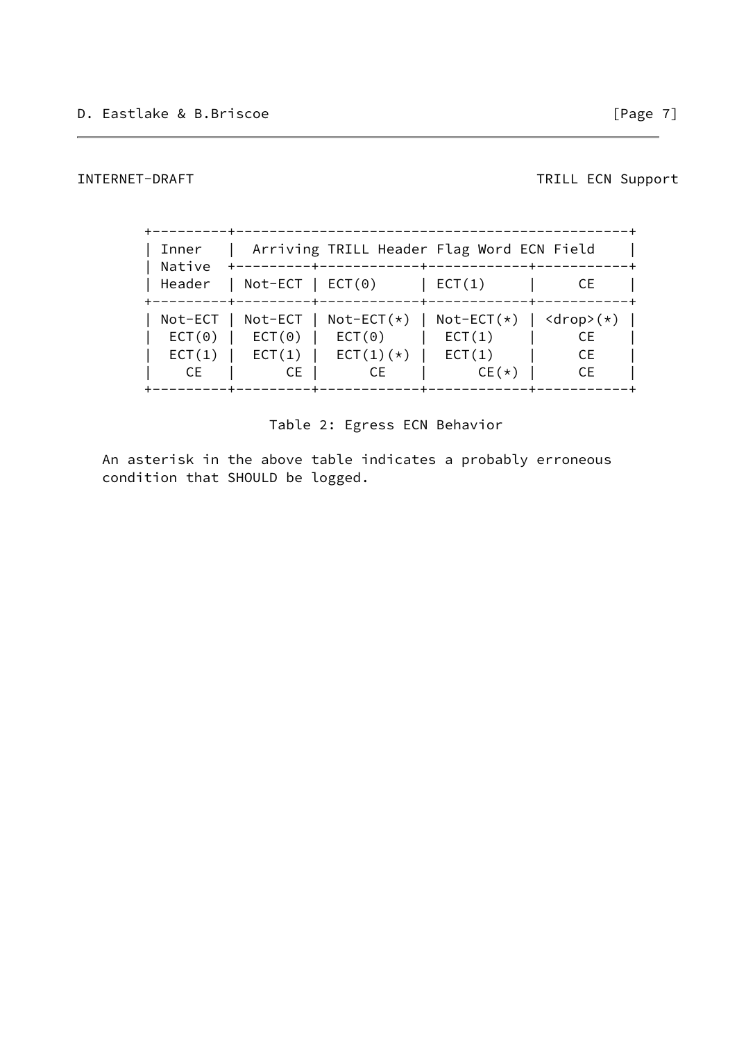| Inner Native Header | Arriving TRILL Header Flag Word ECN Field | | | |
|---|---|---|---|---|
| | Not-ECT | ECT(0) | ECT(1) | CE |
| Not-ECT | Not-ECT | Not-ECT(*) | Not-ECT(*) | <drop>(*) |
| ECT(0) | ECT(0) | ECT(0) | ECT(1) | CE |
| ECT(1) | ECT(1) | ECT(1)(*) | ECT(1) | CE |
| CE | CE | CE | CE(*) | CE |

Table 2: Egress ECN Behavior

An asterisk in the above table indicates a probably erroneous condition that SHOULD be logged.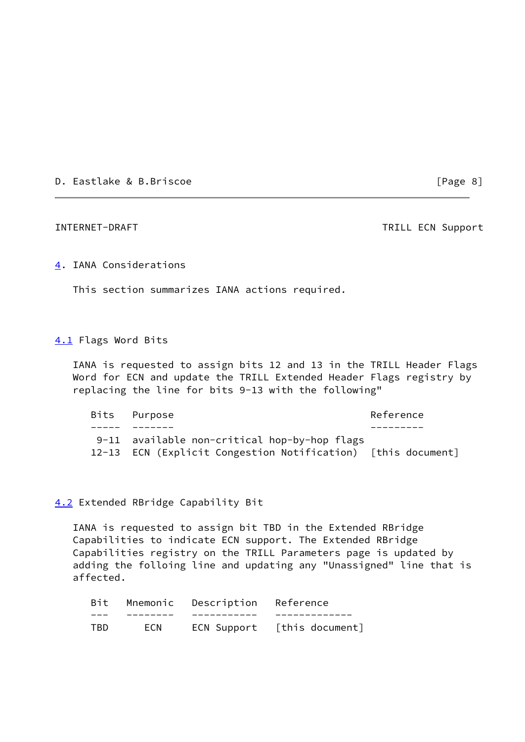# 4. IANA Considerations

This section summarizes IANA actions required.

## 4.1 Flags Word Bits

IANA is requested to assign bits 12 and 13 in the TRILL Header Flags Word for ECN and update the TRILL Extended Header Flags registry by replacing the line for bits 9-13 with the following"

| Bits | Purpose | Reference |
| --- | --- | --- |
| 9-11 | available non-critical hop-by-hop flags | |
| 12-13 | ECN (Explicit Congestion Notification) | [this document] |

## 4.2 Extended RBridge Capability Bit

IANA is requested to assign bit TBD in the Extended RBridge Capabilities to indicate ECN support. The Extended RBridge Capabilities registry on the TRILL Parameters page is updated by adding the folloing line and updating any "Unassigned" line that is affected.

| Bit | Mnemonic | Description | Reference |
| --- | --- | --- | --- |
| TBD | ECN | ECN Support | [this document] |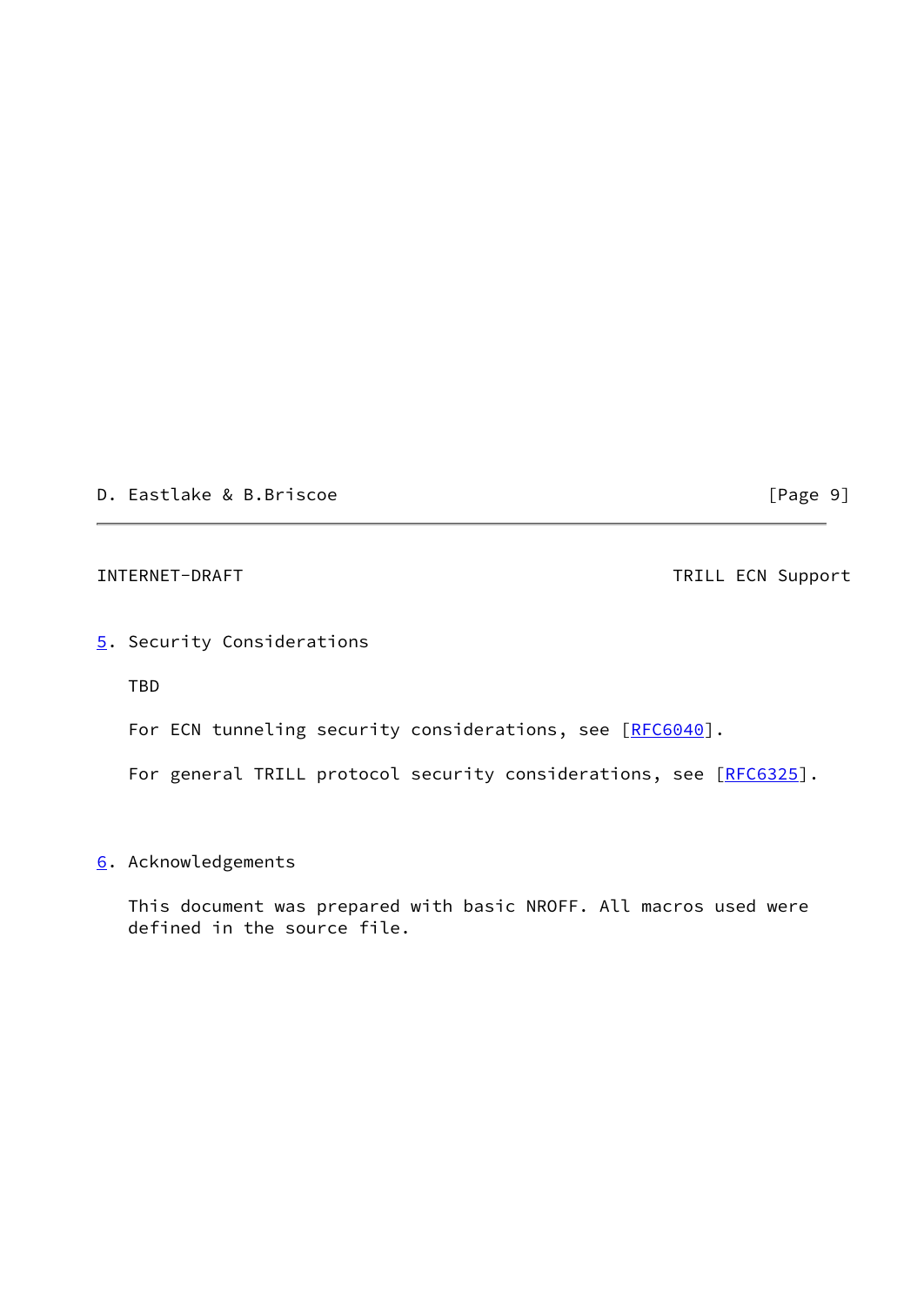## 5. Security Considerations

TBD

For ECN tunneling security considerations, see [RFC6040].

For general TRILL protocol security considerations, see [RFC6325].

## 6. Acknowledgements

This document was prepared with basic NROFF. All macros used were defined in the source file.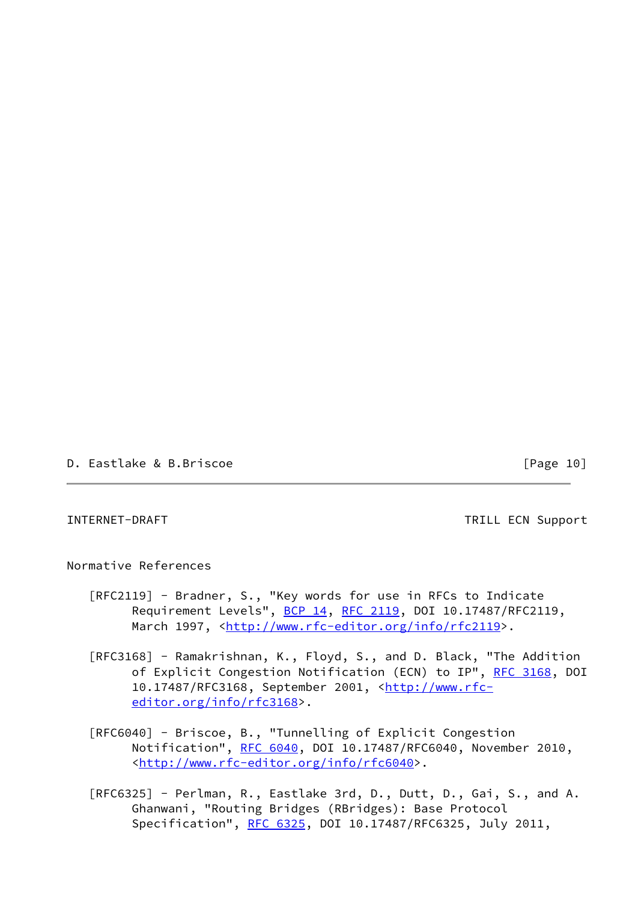## Normative References

[RFC2119] - Bradner, S., "Key words for use in RFCs to Indicate Requirement Levels", BCP 14, RFC 2119, DOI 10.17487/RFC2119, March 1997, <http://www.rfc-editor.org/info/rfc2119>.

[RFC3168] - Ramakrishnan, K., Floyd, S., and D. Black, "The Addition of Explicit Congestion Notification (ECN) to IP", RFC 3168, DOI 10.17487/RFC3168, September 2001, <http://www.rfc-editor.org/info/rfc3168>.

[RFC6040] - Briscoe, B., "Tunnelling of Explicit Congestion Notification", RFC 6040, DOI 10.17487/RFC6040, November 2010, <http://www.rfc-editor.org/info/rfc6040>.

[RFC6325] - Perlman, R., Eastlake 3rd, D., Dutt, D., Gai, S., and A. Ghanwani, "Routing Bridges (RBridges): Base Protocol Specification", RFC 6325, DOI 10.17487/RFC6325, July 2011,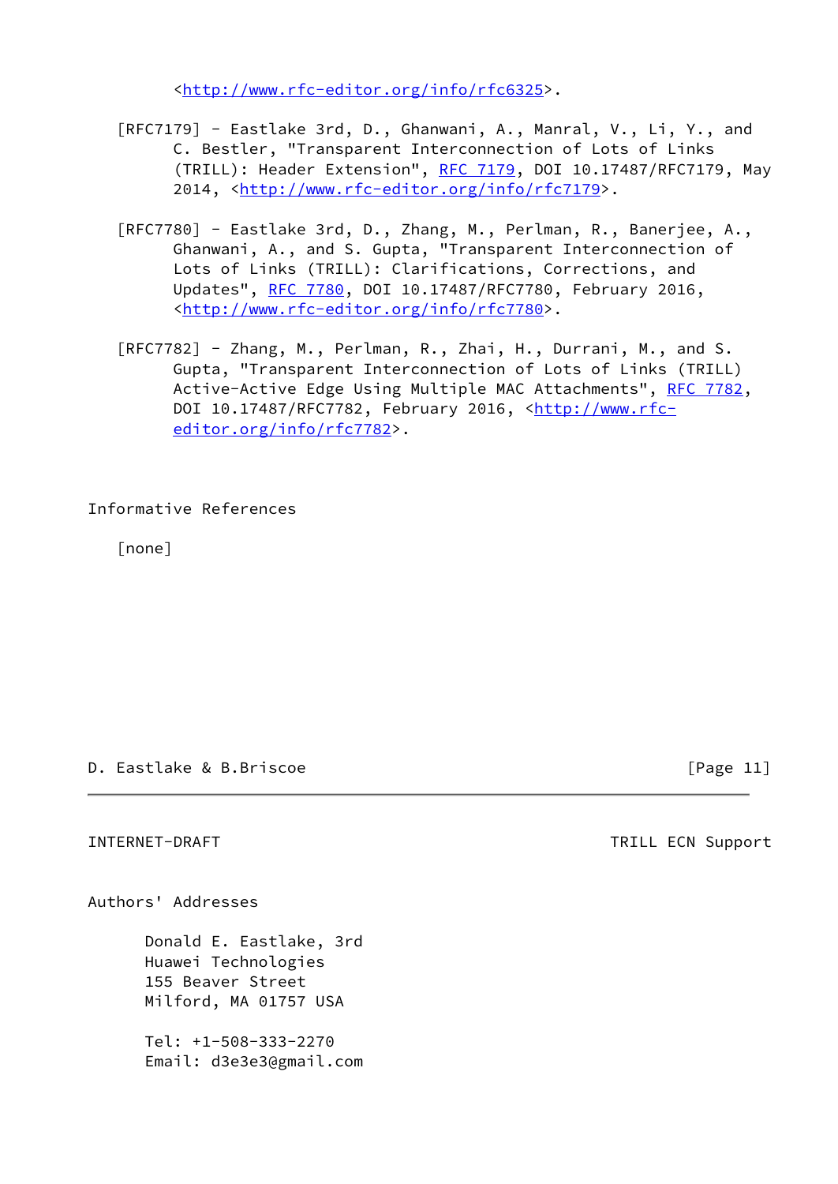<http://www.rfc-editor.org/info/rfc6325>.

[RFC7179] - Eastlake 3rd, D., Ghanwani, A., Manral, V., Li, Y., and C. Bestler, "Transparent Interconnection of Lots of Links (TRILL): Header Extension", RFC 7179, DOI 10.17487/RFC7179, May 2014, <http://www.rfc-editor.org/info/rfc7179>.

[RFC7780] - Eastlake 3rd, D., Zhang, M., Perlman, R., Banerjee, A., Ghanwani, A., and S. Gupta, "Transparent Interconnection of Lots of Links (TRILL): Clarifications, Corrections, and Updates", RFC 7780, DOI 10.17487/RFC7780, February 2016, <http://www.rfc-editor.org/info/rfc7780>.

[RFC7782] - Zhang, M., Perlman, R., Zhai, H., Durrani, M., and S. Gupta, "Transparent Interconnection of Lots of Links (TRILL) Active-Active Edge Using Multiple MAC Attachments", RFC 7782, DOI 10.17487/RFC7782, February 2016, <http://www.rfc-editor.org/info/rfc7782>.

## Informative References

[none]

## Authors' Addresses

Donald E. Eastlake, 3rd
Huawei Technologies
155 Beaver Street
Milford, MA 01757 USA

Tel: +1-508-333-2270
Email: d3e3e3@gmail.com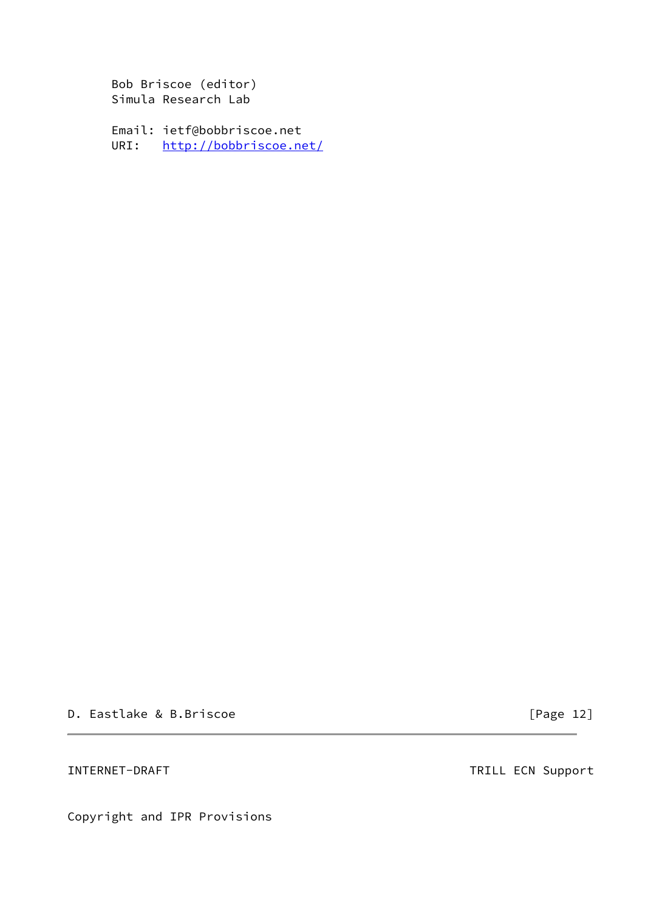Bob Briscoe (editor)
Simula Research Lab

Email: ietf@bobbriscoe.net
URI: http://bobbriscoe.net/

Copyright and IPR Provisions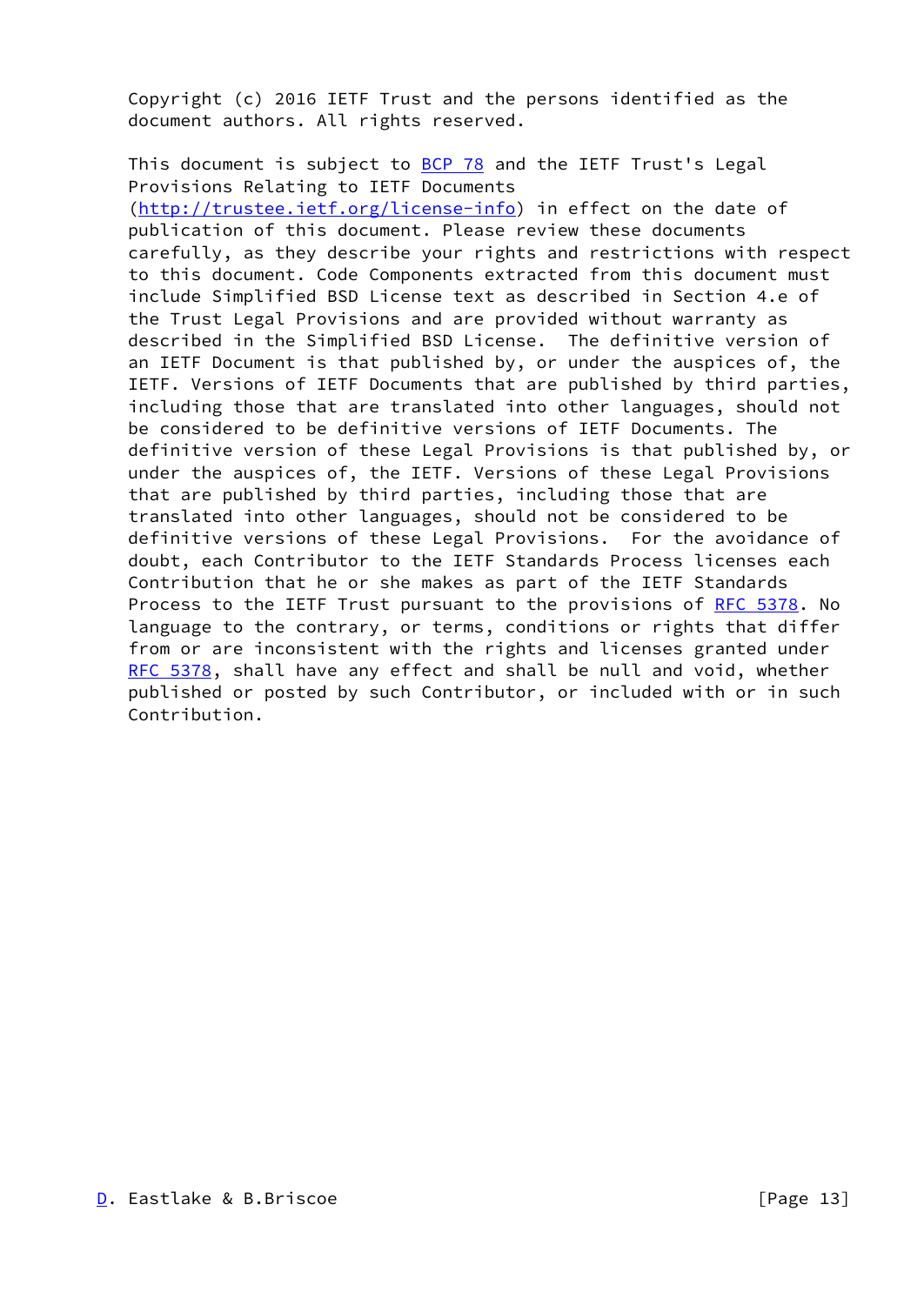Copyright (c) 2016 IETF Trust and the persons identified as the document authors. All rights reserved.

This document is subject to BCP 78 and the IETF Trust's Legal Provisions Relating to IETF Documents (http://trustee.ietf.org/license-info) in effect on the date of publication of this document. Please review these documents carefully, as they describe your rights and restrictions with respect to this document. Code Components extracted from this document must include Simplified BSD License text as described in Section 4.e of the Trust Legal Provisions and are provided without warranty as described in the Simplified BSD License. The definitive version of an IETF Document is that published by, or under the auspices of, the IETF. Versions of IETF Documents that are published by third parties, including those that are translated into other languages, should not be considered to be definitive versions of IETF Documents. The definitive version of these Legal Provisions is that published by, or under the auspices of, the IETF. Versions of these Legal Provisions that are published by third parties, including those that are translated into other languages, should not be considered to be definitive versions of these Legal Provisions. For the avoidance of doubt, each Contributor to the IETF Standards Process licenses each Contribution that he or she makes as part of the IETF Standards Process to the IETF Trust pursuant to the provisions of RFC 5378. No language to the contrary, or terms, conditions or rights that differ from or are inconsistent with the rights and licenses granted under RFC 5378, shall have any effect and shall be null and void, whether published or posted by such Contributor, or included with or in such Contribution.